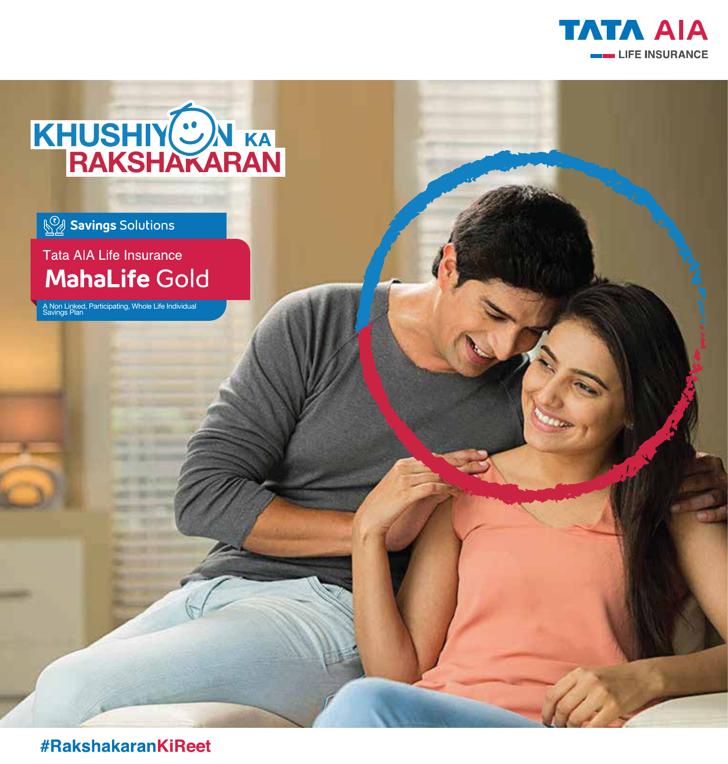TATA AIA LIFE INSURANCE

# KHUSHIYON KA RAKSHAKARAN

Savings Solutions

Tata AIA Life Insurance

## MahaLife Gold

A Non Linked, Participating, Whole Life Individual Savings Plan

#RakshakaranKiReet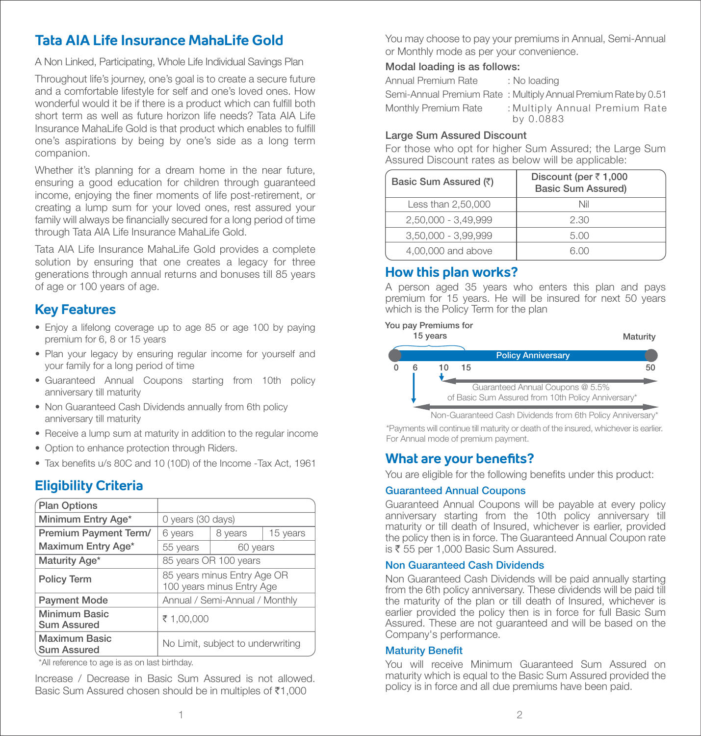# Tata AIA Life Insurance MahaLife Gold

A Non Linked, Participating, Whole Life Individual Savings Plan

Throughout life's journey, one's goal is to create a secure future and a comfortable lifestyle for self and one's loved ones. How wonderful would it be if there is a product which can fulfill both short term as well as future horizon life needs? Tata AIA Life Insurance MahaLife Gold is that product which enables to fulfill one's aspirations by being by one's side as a long term companion.

Whether it's planning for a dream home in the near future, ensuring a good education for children through guaranteed income, enjoying the finer moments of life post-retirement, or creating a lump sum for your loved ones, rest assured your family will always be financially secured for a long period of time through Tata AIA Life Insurance MahaLife Gold.

Tata AIA Life Insurance MahaLife Gold provides a complete solution by ensuring that one creates a legacy for three generations through annual returns and bonuses till 85 years of age or 100 years of age.

## Key Features

- Enjoy a lifelong coverage up to age 85 or age 100 by paying premium for 6, 8 or 15 years
- Plan your legacy by ensuring regular income for yourself and your family for a long period of time
- Guaranteed Annual Coupons starting from 10th policy anniversary till maturity
- Non Guaranteed Cash Dividends annually from 6th policy anniversary till maturity
- Receive a lump sum at maturity in addition to the regular income
- Option to enhance protection through Riders.
- Tax benefits u/s 80C and 10 (10D) of the Income -Tax Act, 1961

## Eligibility Criteria

| Plan Options | | | |
|---|---|---|---|
| Minimum Entry Age* | 0 years (30 days) | | |
| Premium Payment Term/ | 6 years | 8 years | 15 years |
| Maximum Entry Age* | 55 years | 60 years | |
| Maturity Age* | 85 years OR 100 years | | |
| Policy Term | 85 years minus Entry Age OR 100 years minus Entry Age | | |
| Payment Mode | Annual / Semi-Annual / Monthly | | |
| Minimum Basic Sum Assured | ₹ 1,00,000 | | |
| Maximum Basic Sum Assured | No Limit, subject to underwriting | | |

*All reference to age is as on last birthday.

Increase / Decrease in Basic Sum Assured is not allowed. Basic Sum Assured chosen should be in multiples of ₹1,000

You may choose to pay your premiums in Annual, Semi-Annual or Monthly mode as per your convenience.

**Modal loading is as follows:**

Annual Premium Rate : No loading

Semi-Annual Premium Rate : Multiply Annual Premium Rate by 0.51

Monthly Premium Rate : Multiply Annual Premium Rate by 0.0883

**Large Sum Assured Discount**

For those who opt for higher Sum Assured; the Large Sum Assured Discount rates as below will be applicable:

| Basic Sum Assured (₹) | Discount (per ₹ 1,000 Basic Sum Assured) |
|---|---|
| Less than 2,50,000 | Nil |
| 2,50,000 - 3,49,999 | 2.30 |
| 3,50,000 - 3,99,999 | 5.00 |
| 4,00,000 and above | 6.00 |

## How this plan works?

A person aged 35 years who enters this plan and pays premium for 15 years. He will be insured for next 50 years which is the Policy Term for the plan

You pay Premiums for 15 years

Maturity

Policy Anniversary

0 6 10 15 50

Guaranteed Annual Coupons @ 5.5% of Basic Sum Assured from 10th Policy Anniversary*

Non-Guaranteed Cash Dividends from 6th Policy Anniversary*

*Payments will continue till maturity or death of the insured, whichever is earlier. For Annual mode of premium payment.

## What are your benefits?

You are eligible for the following benefits under this product:

### Guaranteed Annual Coupons

Guaranteed Annual Coupons will be payable at every policy anniversary starting from the 10th policy anniversary till maturity or till death of Insured, whichever is earlier, provided the policy then is in force. The Guaranteed Annual Coupon rate is ₹ 55 per 1,000 Basic Sum Assured.

### Non Guaranteed Cash Dividends

Non Guaranteed Cash Dividends will be paid annually starting from the 6th policy anniversary. These dividends will be paid till the maturity of the plan or till death of Insured, whichever is earlier provided the policy then is in force for full Basic Sum Assured. These are not guaranteed and will be based on the Company's performance.

### Maturity Benefit

You will receive Minimum Guaranteed Sum Assured on maturity which is equal to the Basic Sum Assured provided the policy is in force and all due premiums have been paid.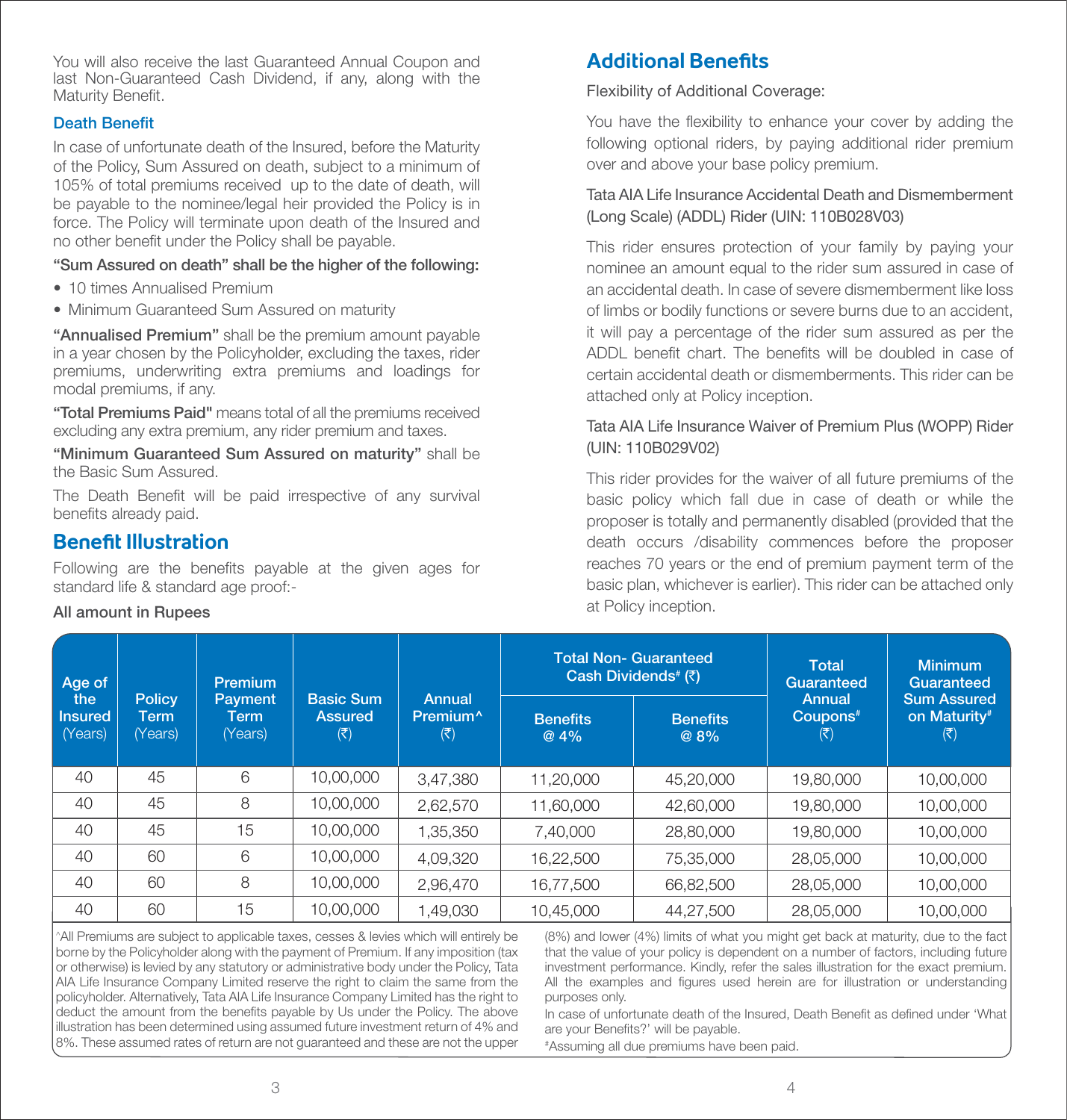You will also receive the last Guaranteed Annual Coupon and last Non-Guaranteed Cash Dividend, if any, along with the Maturity Benefit.

### Death Benefit

In case of unfortunate death of the Insured, before the Maturity of the Policy, Sum Assured on death, subject to a minimum of 105% of total premiums received up to the date of death, will be payable to the nominee/legal heir provided the Policy is in force. The Policy will terminate upon death of the Insured and no other benefit under the Policy shall be payable.

**"Sum Assured on death" shall be the higher of the following:**

- 10 times Annualised Premium
- Minimum Guaranteed Sum Assured on maturity

**"Annualised Premium"** shall be the premium amount payable in a year chosen by the Policyholder, excluding the taxes, rider premiums, underwriting extra premiums and loadings for modal premiums, if any.

**"Total Premiums Paid"** means total of all the premiums received excluding any extra premium, any rider premium and taxes.

**"Minimum Guaranteed Sum Assured on maturity"** shall be the Basic Sum Assured.

The Death Benefit will be paid irrespective of any survival benefits already paid.

## Benefit Illustration

Following are the benefits payable at the given ages for standard life & standard age proof:-

**All amount in Rupees**

| Age of the Insured (Years) | Policy Term (Years) | Premium Payment Term (Years) | Basic Sum Assured (₹) | Annual Premium^ (₹) | Total Non- Guaranteed Cash Dividends# (₹) | | Total Guaranteed Annual Coupons# (₹) | Minimum Guaranteed Sum Assured on Maturity# (₹) |
|---|---|---|---|---|---|---|---|---|
| | | | | | Benefits @ 4% | Benefits @ 8% | | |
| 40 | 45 | 6 | 10,00,000 | 3,47,380 | 11,20,000 | 45,20,000 | 19,80,000 | 10,00,000 |
| 40 | 45 | 8 | 10,00,000 | 2,62,570 | 11,60,000 | 42,60,000 | 19,80,000 | 10,00,000 |
| 40 | 45 | 15 | 10,00,000 | 1,35,350 | 7,40,000 | 28,80,000 | 19,80,000 | 10,00,000 |
| 40 | 60 | 6 | 10,00,000 | 4,09,320 | 16,22,500 | 75,35,000 | 28,05,000 | 10,00,000 |
| 40 | 60 | 8 | 10,00,000 | 2,96,470 | 16,77,500 | 66,82,500 | 28,05,000 | 10,00,000 |
| 40 | 60 | 15 | 10,00,000 | 1,49,030 | 10,45,000 | 44,27,500 | 28,05,000 | 10,00,000 |

^All Premiums are subject to applicable taxes, cesses & levies which will entirely be borne by the Policyholder along with the payment of Premium. If any imposition (tax or otherwise) is levied by any statutory or administrative body under the Policy, Tata AIA Life Insurance Company Limited reserve the right to claim the same from the policyholder. Alternatively, Tata AIA Life Insurance Company Limited has the right to deduct the amount from the benefits payable by Us under the Policy. The above illustration has been determined using assumed future investment return of 4% and 8%. These assumed rates of return are not guaranteed and these are not the upper (8%) and lower (4%) limits of what you might get back at maturity, due to the fact that the value of your policy is dependent on a number of factors, including future investment performance. Kindly, refer the sales illustration for the exact premium. All the examples and figures used herein are for illustration or understanding purposes only.

In case of unfortunate death of the Insured, Death Benefit as defined under 'What are your Benefits?' will be payable.

#Assuming all due premiums have been paid.

## Additional Benefits

Flexibility of Additional Coverage:

You have the flexibility to enhance your cover by adding the following optional riders, by paying additional rider premium over and above your base policy premium.

Tata AIA Life Insurance Accidental Death and Dismemberment (Long Scale) (ADDL) Rider (UIN: 110B028V03)

This rider ensures protection of your family by paying your nominee an amount equal to the rider sum assured in case of an accidental death. In case of severe dismemberment like loss of limbs or bodily functions or severe burns due to an accident, it will pay a percentage of the rider sum assured as per the ADDL benefit chart. The benefits will be doubled in case of certain accidental death or dismemberments. This rider can be attached only at Policy inception.

Tata AIA Life Insurance Waiver of Premium Plus (WOPP) Rider (UIN: 110B029V02)

This rider provides for the waiver of all future premiums of the basic policy which fall due in case of death or while the proposer is totally and permanently disabled (provided that the death occurs /disability commences before the proposer reaches 70 years or the end of premium payment term of the basic plan, whichever is earlier). This rider can be attached only at Policy inception.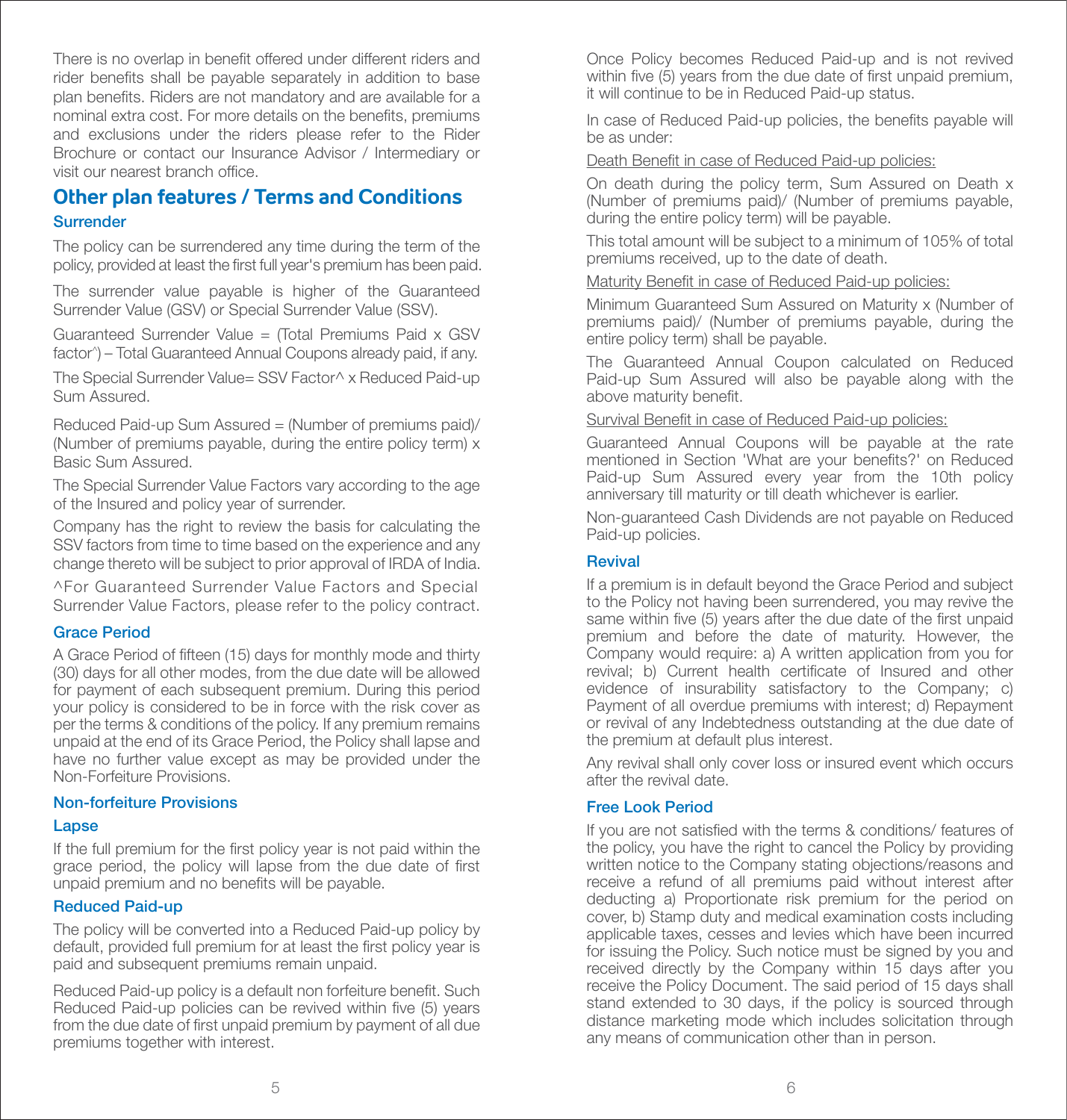There is no overlap in benefit offered under different riders and rider benefits shall be payable separately in addition to base plan benefits. Riders are not mandatory and are available for a nominal extra cost. For more details on the benefits, premiums and exclusions under the riders please refer to the Rider Brochure or contact our Insurance Advisor / Intermediary or visit our nearest branch office.

## Other plan features / Terms and Conditions

### Surrender

The policy can be surrendered any time during the term of the policy, provided at least the first full year's premium has been paid.

The surrender value payable is higher of the Guaranteed Surrender Value (GSV) or Special Surrender Value (SSV).

Guaranteed Surrender Value = (Total Premiums Paid x GSV factor^) – Total Guaranteed Annual Coupons already paid, if any.

The Special Surrender Value= SSV Factor^ x Reduced Paid-up Sum Assured.

Reduced Paid-up Sum Assured = (Number of premiums paid)/ (Number of premiums payable, during the entire policy term) x Basic Sum Assured.

The Special Surrender Value Factors vary according to the age of the Insured and policy year of surrender.

Company has the right to review the basis for calculating the SSV factors from time to time based on the experience and any change thereto will be subject to prior approval of IRDA of India.

^For Guaranteed Surrender Value Factors and Special Surrender Value Factors, please refer to the policy contract.

### Grace Period

A Grace Period of fifteen (15) days for monthly mode and thirty (30) days for all other modes, from the due date will be allowed for payment of each subsequent premium. During this period your policy is considered to be in force with the risk cover as per the terms & conditions of the policy. If any premium remains unpaid at the end of its Grace Period, the Policy shall lapse and have no further value except as may be provided under the Non-Forfeiture Provisions.

### Non-forfeiture Provisions

### Lapse

If the full premium for the first policy year is not paid within the grace period, the policy will lapse from the due date of first unpaid premium and no benefits will be payable.

### Reduced Paid-up

The policy will be converted into a Reduced Paid-up policy by default, provided full premium for at least the first policy year is paid and subsequent premiums remain unpaid.

Reduced Paid-up policy is a default non forfeiture benefit. Such Reduced Paid-up policies can be revived within five (5) years from the due date of first unpaid premium by payment of all due premiums together with interest.

Once Policy becomes Reduced Paid-up and is not revived within five (5) years from the due date of first unpaid premium, it will continue to be in Reduced Paid-up status.

In case of Reduced Paid-up policies, the benefits payable will be as under:

Death Benefit in case of Reduced Paid-up policies:

On death during the policy term, Sum Assured on Death x (Number of premiums paid)/ (Number of premiums payable, during the entire policy term) will be payable.

This total amount will be subject to a minimum of 105% of total premiums received, up to the date of death.

Maturity Benefit in case of Reduced Paid-up policies:

Minimum Guaranteed Sum Assured on Maturity x (Number of premiums paid)/ (Number of premiums payable, during the entire policy term) shall be payable.

The Guaranteed Annual Coupon calculated on Reduced Paid-up Sum Assured will also be payable along with the above maturity benefit.

Survival Benefit in case of Reduced Paid-up policies:

Guaranteed Annual Coupons will be payable at the rate mentioned in Section 'What are your benefits?' on Reduced Paid-up Sum Assured every year from the 10th policy anniversary till maturity or till death whichever is earlier.

Non-guaranteed Cash Dividends are not payable on Reduced Paid-up policies.

### Revival

If a premium is in default beyond the Grace Period and subject to the Policy not having been surrendered, you may revive the same within five (5) years after the due date of the first unpaid premium and before the date of maturity. However, the Company would require: a) A written application from you for revival; b) Current health certificate of Insured and other evidence of insurability satisfactory to the Company; c) Payment of all overdue premiums with interest; d) Repayment or revival of any Indebtedness outstanding at the due date of the premium at default plus interest.

Any revival shall only cover loss or insured event which occurs after the revival date.

### Free Look Period

If you are not satisfied with the terms & conditions/ features of the policy, you have the right to cancel the Policy by providing written notice to the Company stating objections/reasons and receive a refund of all premiums paid without interest after deducting a) Proportionate risk premium for the period on cover, b) Stamp duty and medical examination costs including applicable taxes, cesses and levies which have been incurred for issuing the Policy. Such notice must be signed by you and received directly by the Company within 15 days after you receive the Policy Document. The said period of 15 days shall stand extended to 30 days, if the policy is sourced through distance marketing mode which includes solicitation through any means of communication other than in person.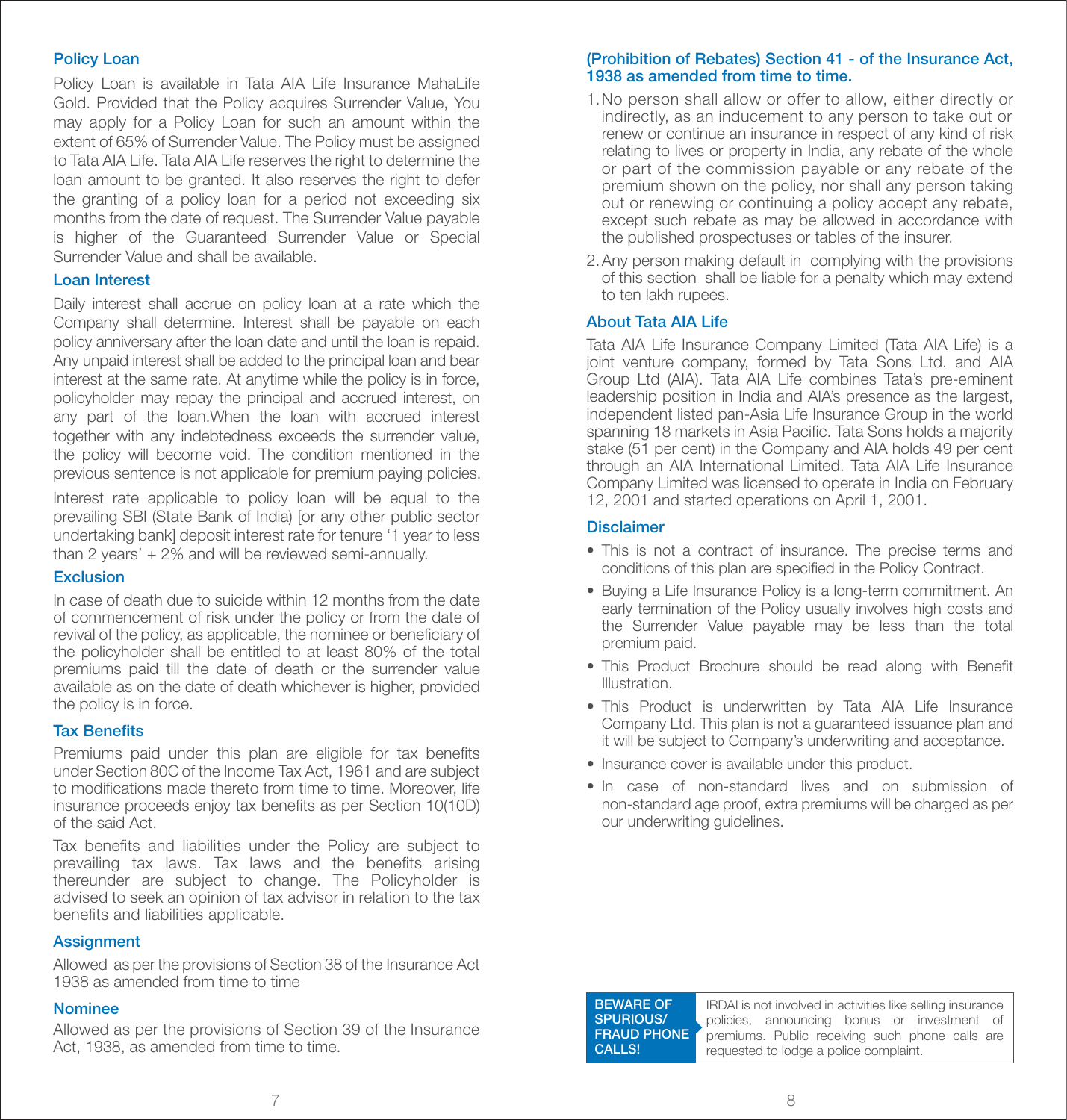## Policy Loan

Policy Loan is available in Tata AIA Life Insurance MahaLife Gold. Provided that the Policy acquires Surrender Value, You may apply for a Policy Loan for such an amount within the extent of 65% of Surrender Value. The Policy must be assigned to Tata AIA Life. Tata AIA Life reserves the right to determine the loan amount to be granted. It also reserves the right to defer the granting of a policy loan for a period not exceeding six months from the date of request. The Surrender Value payable is higher of the Guaranteed Surrender Value or Special Surrender Value and shall be available.

## Loan Interest

Daily interest shall accrue on policy loan at a rate which the Company shall determine. Interest shall be payable on each policy anniversary after the loan date and until the loan is repaid. Any unpaid interest shall be added to the principal loan and bear interest at the same rate. At anytime while the policy is in force, policyholder may repay the principal and accrued interest, on any part of the loan.When the loan with accrued interest together with any indebtedness exceeds the surrender value, the policy will become void. The condition mentioned in the previous sentence is not applicable for premium paying policies.

Interest rate applicable to policy loan will be equal to the prevailing SBI (State Bank of India) [or any other public sector undertaking bank] deposit interest rate for tenure '1 year to less than 2 years' + 2% and will be reviewed semi-annually.

## Exclusion

In case of death due to suicide within 12 months from the date of commencement of risk under the policy or from the date of revival of the policy, as applicable, the nominee or beneficiary of the policyholder shall be entitled to at least 80% of the total premiums paid till the date of death or the surrender value available as on the date of death whichever is higher, provided the policy is in force.

## Tax Benefits

Premiums paid under this plan are eligible for tax benefits under Section 80C of the Income Tax Act, 1961 and are subject to modifications made thereto from time to time. Moreover, life insurance proceeds enjoy tax benefits as per Section 10(10D) of the said Act.

Tax benefits and liabilities under the Policy are subject to prevailing tax laws. Tax laws and the benefits arising thereunder are subject to change. The Policyholder is advised to seek an opinion of tax advisor in relation to the tax benefits and liabilities applicable.

## Assignment

Allowed as per the provisions of Section 38 of the Insurance Act 1938 as amended from time to time

## Nominee

Allowed as per the provisions of Section 39 of the Insurance Act, 1938, as amended from time to time.

## (Prohibition of Rebates) Section 41 - of the Insurance Act, 1938 as amended from time to time.

1. No person shall allow or offer to allow, either directly or indirectly, as an inducement to any person to take out or renew or continue an insurance in respect of any kind of risk relating to lives or property in India, any rebate of the whole or part of the commission payable or any rebate of the premium shown on the policy, nor shall any person taking out or renewing or continuing a policy accept any rebate, except such rebate as may be allowed in accordance with the published prospectuses or tables of the insurer.
2. Any person making default in complying with the provisions of this section shall be liable for a penalty which may extend to ten lakh rupees.

## About Tata AIA Life

Tata AIA Life Insurance Company Limited (Tata AIA Life) is a joint venture company, formed by Tata Sons Ltd. and AIA Group Ltd (AIA). Tata AIA Life combines Tata's pre-eminent leadership position in India and AIA's presence as the largest, independent listed pan-Asia Life Insurance Group in the world spanning 18 markets in Asia Pacific. Tata Sons holds a majority stake (51 per cent) in the Company and AIA holds 49 per cent through an AIA International Limited. Tata AIA Life Insurance Company Limited was licensed to operate in India on February 12, 2001 and started operations on April 1, 2001.

## Disclaimer

- This is not a contract of insurance. The precise terms and conditions of this plan are specified in the Policy Contract.
- Buying a Life Insurance Policy is a long-term commitment. An early termination of the Policy usually involves high costs and the Surrender Value payable may be less than the total premium paid.
- This Product Brochure should be read along with Benefit Illustration.
- This Product is underwritten by Tata AIA Life Insurance Company Ltd. This plan is not a guaranteed issuance plan and it will be subject to Company's underwriting and acceptance.
- Insurance cover is available under this product.
- In case of non-standard lives and on submission of non-standard age proof, extra premiums will be charged as per our underwriting guidelines.

**BEWARE OF SPURIOUS/ FRAUD PHONE CALLS!** IRDAI is not involved in activities like selling insurance policies, announcing bonus or investment of premiums. Public receiving such phone calls are requested to lodge a police complaint.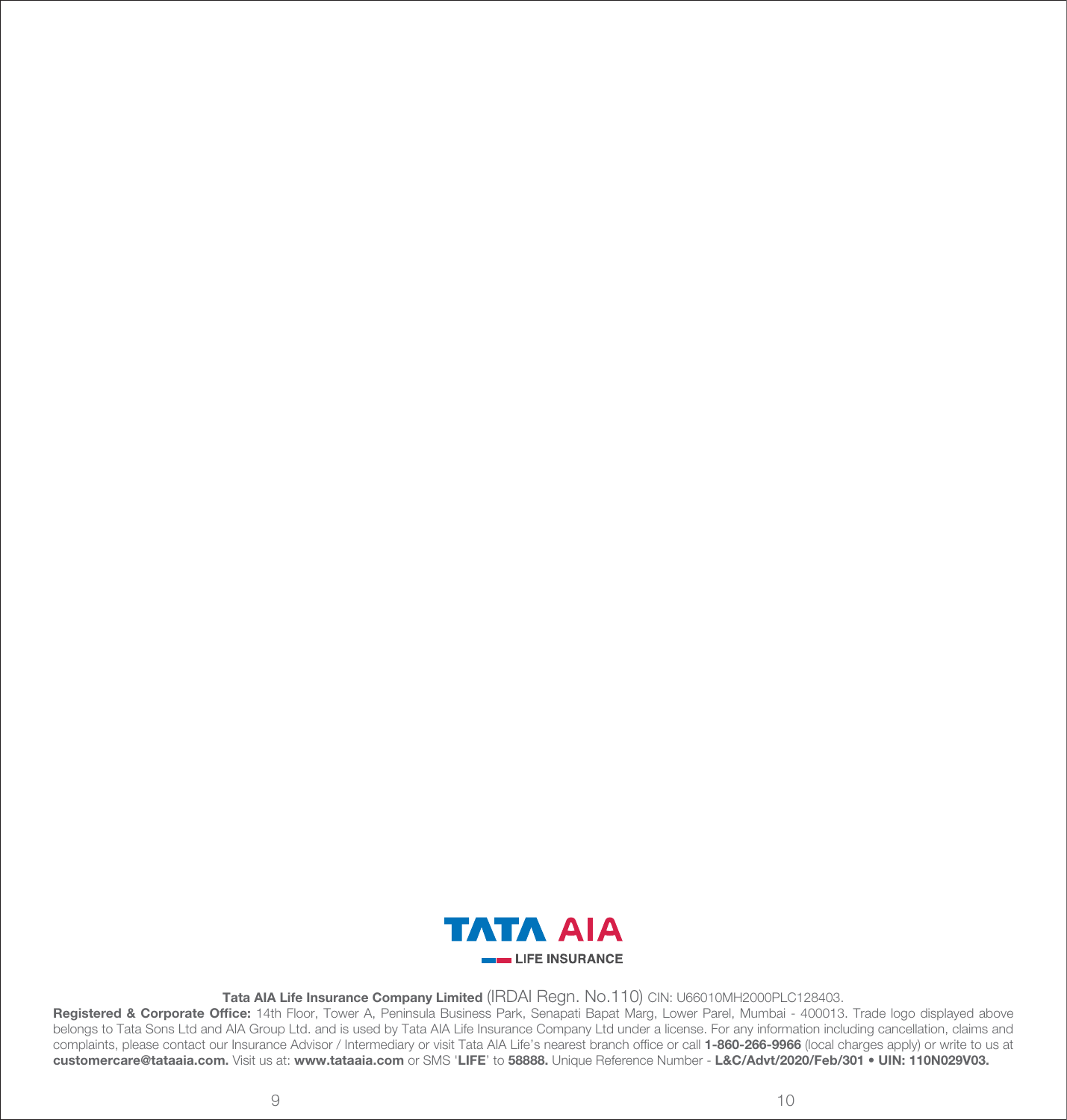TATA AIA

LIFE INSURANCE

**Tata AIA Life Insurance Company Limited** (IRDAI Regn. No.110) CIN: U66010MH2000PLC128403.
**Registered & Corporate Office:** 14th Floor, Tower A, Peninsula Business Park, Senapati Bapat Marg, Lower Parel, Mumbai - 400013. Trade logo displayed above belongs to Tata Sons Ltd and AIA Group Ltd. and is used by Tata AIA Life Insurance Company Ltd under a license. For any information including cancellation, claims and complaints, please contact our Insurance Advisor / Intermediary or visit Tata AIA Life's nearest branch office or call **1-860-266-9966** (local charges apply) or write to us at **customercare@tataaia.com.** Visit us at: **www.tataaia.com** or SMS '**LIFE**' to **58888.** Unique Reference Number - **L&C/Advt/2020/Feb/301 • UIN: 110N029V03.**